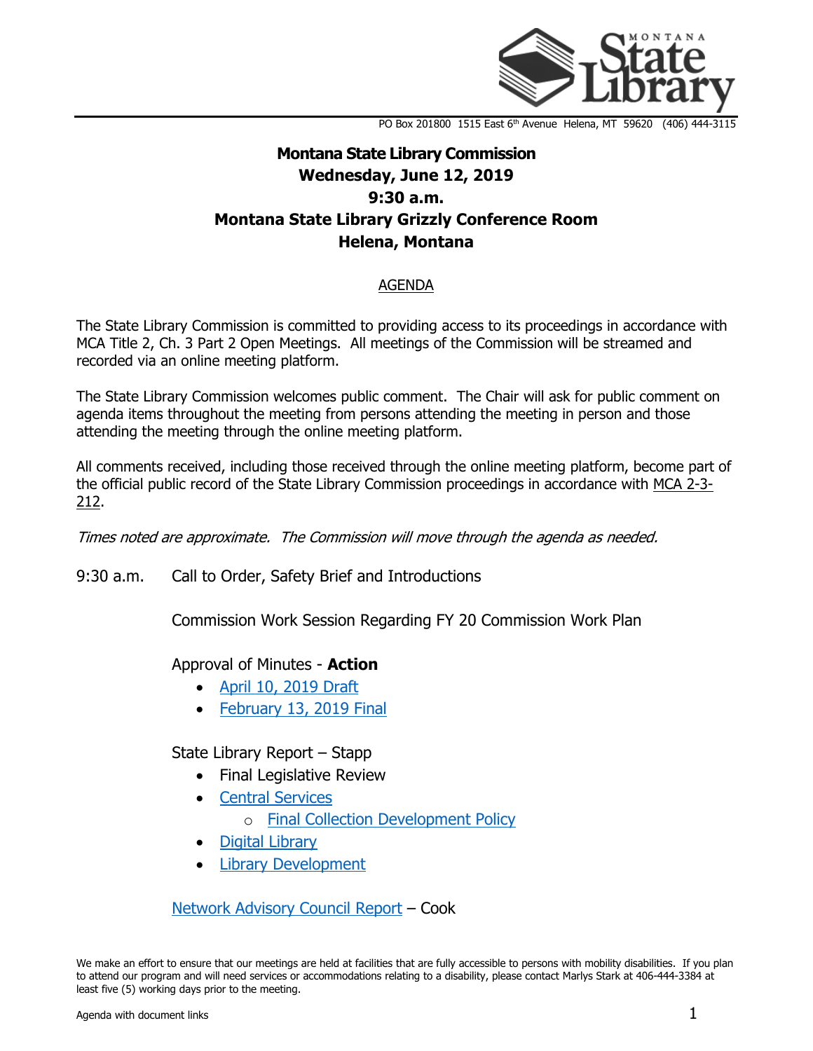PO Box 201800 1515 East 6th Avenue Helena, MT 59620 (406) 444-3115

# Montana State Library Commission
## Wednesday, June 12, 2019
## 9:30 a.m.
## Montana State Library Grizzly Conference Room
## Helena, Montana

AGENDA

The State Library Commission is committed to providing access to its proceedings in accordance with MCA Title 2, Ch. 3 Part 2 Open Meetings. All meetings of the Commission will be streamed and recorded via an online meeting platform.

The State Library Commission welcomes public comment. The Chair will ask for public comment on agenda items throughout the meeting from persons attending the meeting in person and those attending the meeting through the online meeting platform.

All comments received, including those received through the online meeting platform, become part of the official public record of the State Library Commission proceedings in accordance with MCA 2-3-212.

*Times noted are approximate. The Commission will move through the agenda as needed.*

9:30 a.m. Call to Order, Safety Brief and Introductions

Commission Work Session Regarding FY 20 Commission Work Plan

Approval of Minutes - **Action**

- April 10, 2019 Draft
- February 13, 2019 Final

State Library Report – Stapp

- Final Legislative Review
- Central Services
  - Final Collection Development Policy
- Digital Library
- Library Development

Network Advisory Council Report – Cook

We make an effort to ensure that our meetings are held at facilities that are fully accessible to persons with mobility disabilities. If you plan to attend our program and will need services or accommodations relating to a disability, please contact Marlys Stark at 406-444-3384 at least five (5) working days prior to the meeting.

Agenda with document links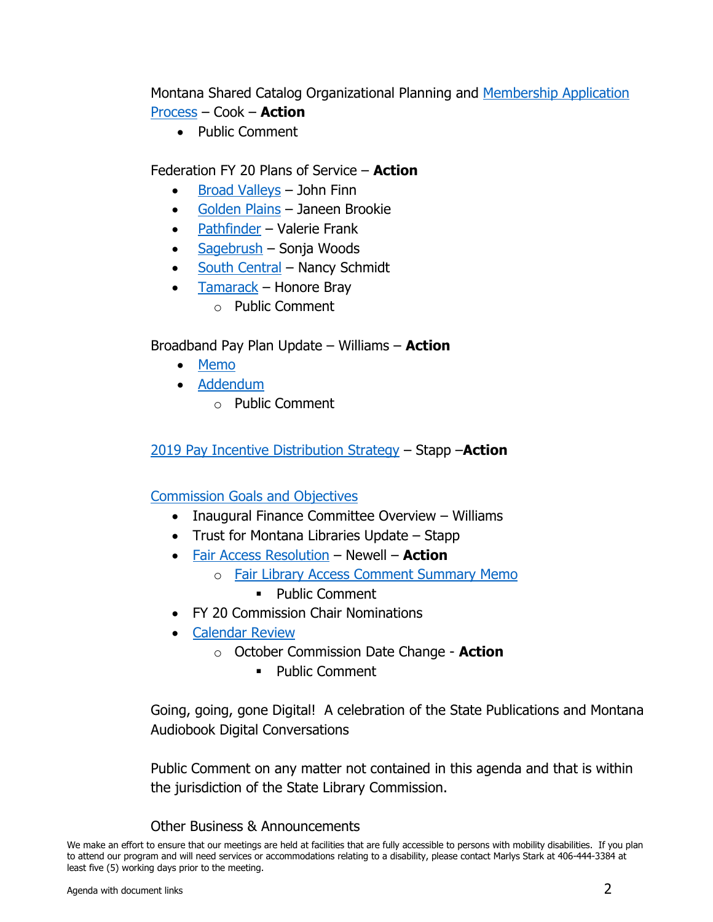Montana Shared Catalog Organizational Planning and Membership Application Process – Cook – **Action**

- Public Comment

Federation FY 20 Plans of Service – **Action**

- Broad Valleys – John Finn
- Golden Plains – Janeen Brookie
- Pathfinder – Valerie Frank
- Sagebrush – Sonja Woods
- South Central – Nancy Schmidt
- Tamarack – Honore Bray
  - Public Comment

Broadband Pay Plan Update – Williams – **Action**

- Memo
- Addendum
  - Public Comment

2019 Pay Incentive Distribution Strategy – Stapp –**Action**

Commission Goals and Objectives

- Inaugural Finance Committee Overview – Williams
- Trust for Montana Libraries Update – Stapp
- Fair Access Resolution – Newell – **Action**
  - Fair Library Access Comment Summary Memo
    - Public Comment
- FY 20 Commission Chair Nominations
- Calendar Review
  - October Commission Date Change - **Action**
    - Public Comment

Going, going, gone Digital! A celebration of the State Publications and Montana Audiobook Digital Conversations

Public Comment on any matter not contained in this agenda and that is within the jurisdiction of the State Library Commission.

Other Business & Announcements

We make an effort to ensure that our meetings are held at facilities that are fully accessible to persons with mobility disabilities. If you plan to attend our program and will need services or accommodations relating to a disability, please contact Marlys Stark at 406-444-3384 at least five (5) working days prior to the meeting.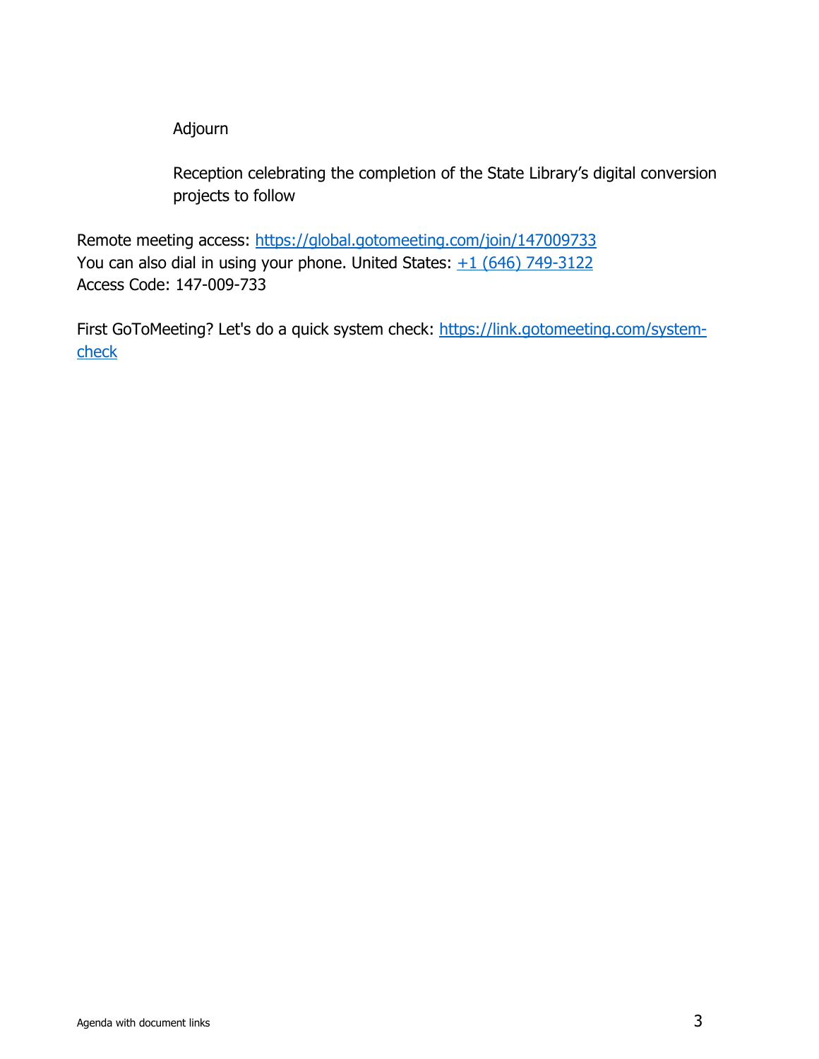Adjourn

Reception celebrating the completion of the State Library's digital conversion projects to follow

Remote meeting access: https://global.gotomeeting.com/join/147009733
You can also dial in using your phone. United States: +1 (646) 749-3122
Access Code: 147-009-733

First GoToMeeting? Let's do a quick system check: https://link.gotomeeting.com/system-check